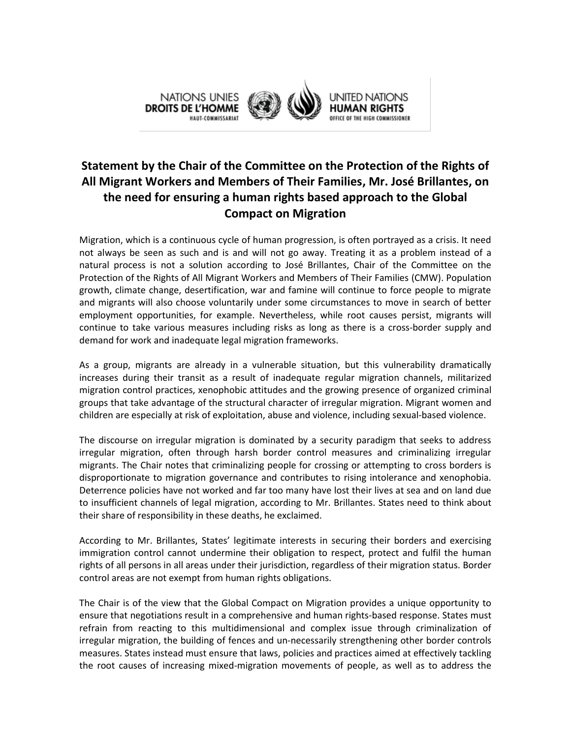# Statement by the Chair of the Committee on the Protection of the Rights of All Migrant Workers and Members of Their Families, Mr. José Brillantes, on the need for ensuring a human rights based approach to the Global Compact on Migration

Migration, which is a continuous cycle of human progression, is often portrayed as a crisis. It need not always be seen as such and is and will not go away. Treating it as a problem instead of a natural process is not a solution according to José Brillantes, Chair of the Committee on the Protection of the Rights of All Migrant Workers and Members of Their Families (CMW). Population growth, climate change, desertification, war and famine will continue to force people to migrate and migrants will also choose voluntarily under some circumstances to move in search of better employment opportunities, for example. Nevertheless, while root causes persist, migrants will continue to take various measures including risks as long as there is a cross-border supply and demand for work and inadequate legal migration frameworks.

As a group, migrants are already in a vulnerable situation, but this vulnerability dramatically increases during their transit as a result of inadequate regular migration channels, militarized migration control practices, xenophobic attitudes and the growing presence of organized criminal groups that take advantage of the structural character of irregular migration. Migrant women and children are especially at risk of exploitation, abuse and violence, including sexual-based violence.

The discourse on irregular migration is dominated by a security paradigm that seeks to address irregular migration, often through harsh border control measures and criminalizing irregular migrants. The Chair notes that criminalizing people for crossing or attempting to cross borders is disproportionate to migration governance and contributes to rising intolerance and xenophobia. Deterrence policies have not worked and far too many have lost their lives at sea and on land due to insufficient channels of legal migration, according to Mr. Brillantes. States need to think about their share of responsibility in these deaths, he exclaimed.

According to Mr. Brillantes, States' legitimate interests in securing their borders and exercising immigration control cannot undermine their obligation to respect, protect and fulfil the human rights of all persons in all areas under their jurisdiction, regardless of their migration status. Border control areas are not exempt from human rights obligations.

The Chair is of the view that the Global Compact on Migration provides a unique opportunity to ensure that negotiations result in a comprehensive and human rights-based response. States must refrain from reacting to this multidimensional and complex issue through criminalization of irregular migration, the building of fences and un-necessarily strengthening other border controls measures. States instead must ensure that laws, policies and practices aimed at effectively tackling the root causes of increasing mixed-migration movements of people, as well as to address the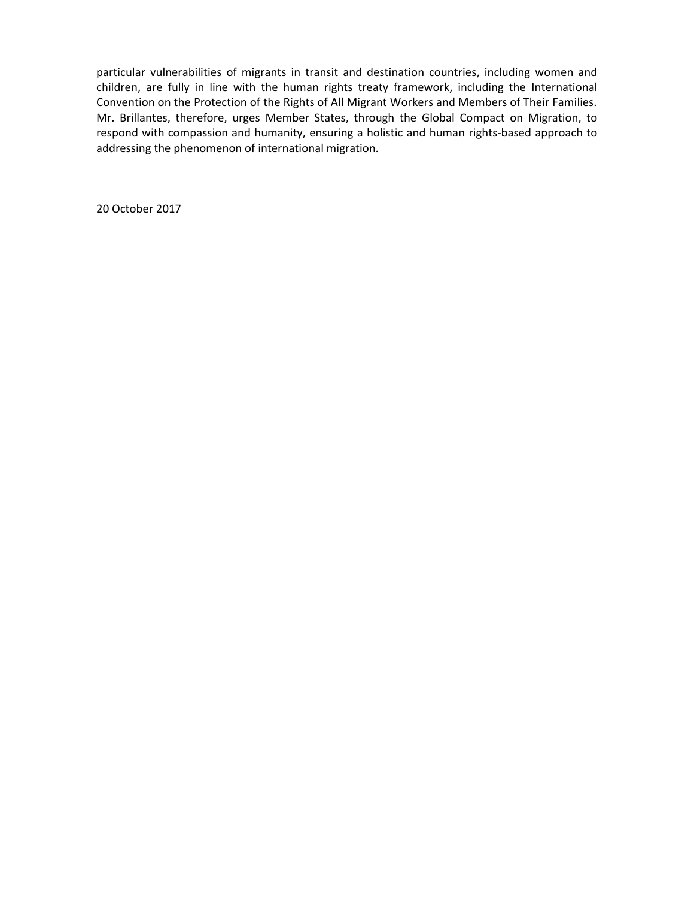particular vulnerabilities of migrants in transit and destination countries, including women and children, are fully in line with the human rights treaty framework, including the International Convention on the Protection of the Rights of All Migrant Workers and Members of Their Families. Mr. Brillantes, therefore, urges Member States, through the Global Compact on Migration, to respond with compassion and humanity, ensuring a holistic and human rights-based approach to addressing the phenomenon of international migration.

20 October 2017